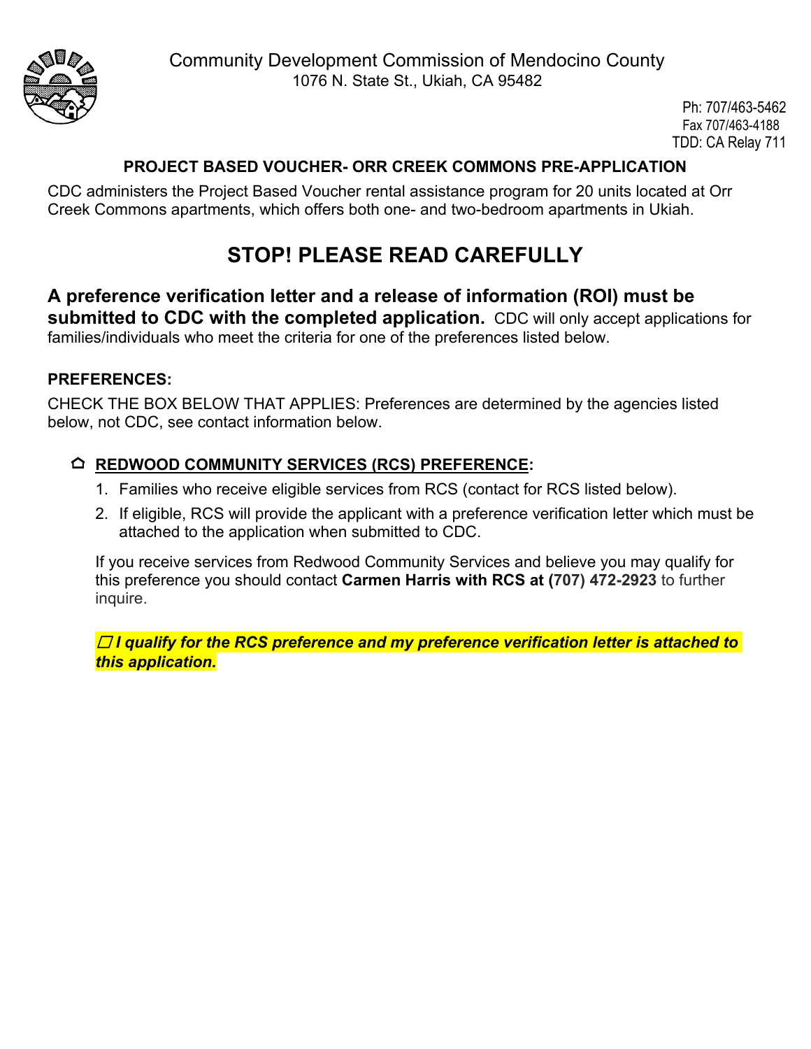Community Development Commission of Mendocino County
1076 N. State St., Ukiah, CA 95482

Ph: 707/463-5462
Fax 707/463-4188
TDD: CA Relay 711

### PROJECT BASED VOUCHER- ORR CREEK COMMONS PRE-APPLICATION

CDC administers the Project Based Voucher rental assistance program for 20 units located at Orr Creek Commons apartments, which offers both one- and two-bedroom apartments in Ukiah.

## STOP! PLEASE READ CAREFULLY

**A preference verification letter and a release of information (ROI) must be submitted to CDC with the completed application.** CDC will only accept applications for families/individuals who meet the criteria for one of the preferences listed below.

**PREFERENCES:**

CHECK THE BOX BELOW THAT APPLIES: Preferences are determined by the agencies listed below, not CDC, see contact information below.

⌂ **REDWOOD COMMUNITY SERVICES (RCS) PREFERENCE:**

1. Families who receive eligible services from RCS (contact for RCS listed below).
2. If eligible, RCS will provide the applicant with a preference verification letter which must be attached to the application when submitted to CDC.

If you receive services from Redwood Community Services and believe you may qualify for this preference you should contact **Carmen Harris with RCS at (707) 472-2923** to further inquire.

☐ ***I qualify for the RCS preference and my preference verification letter is attached to this application.***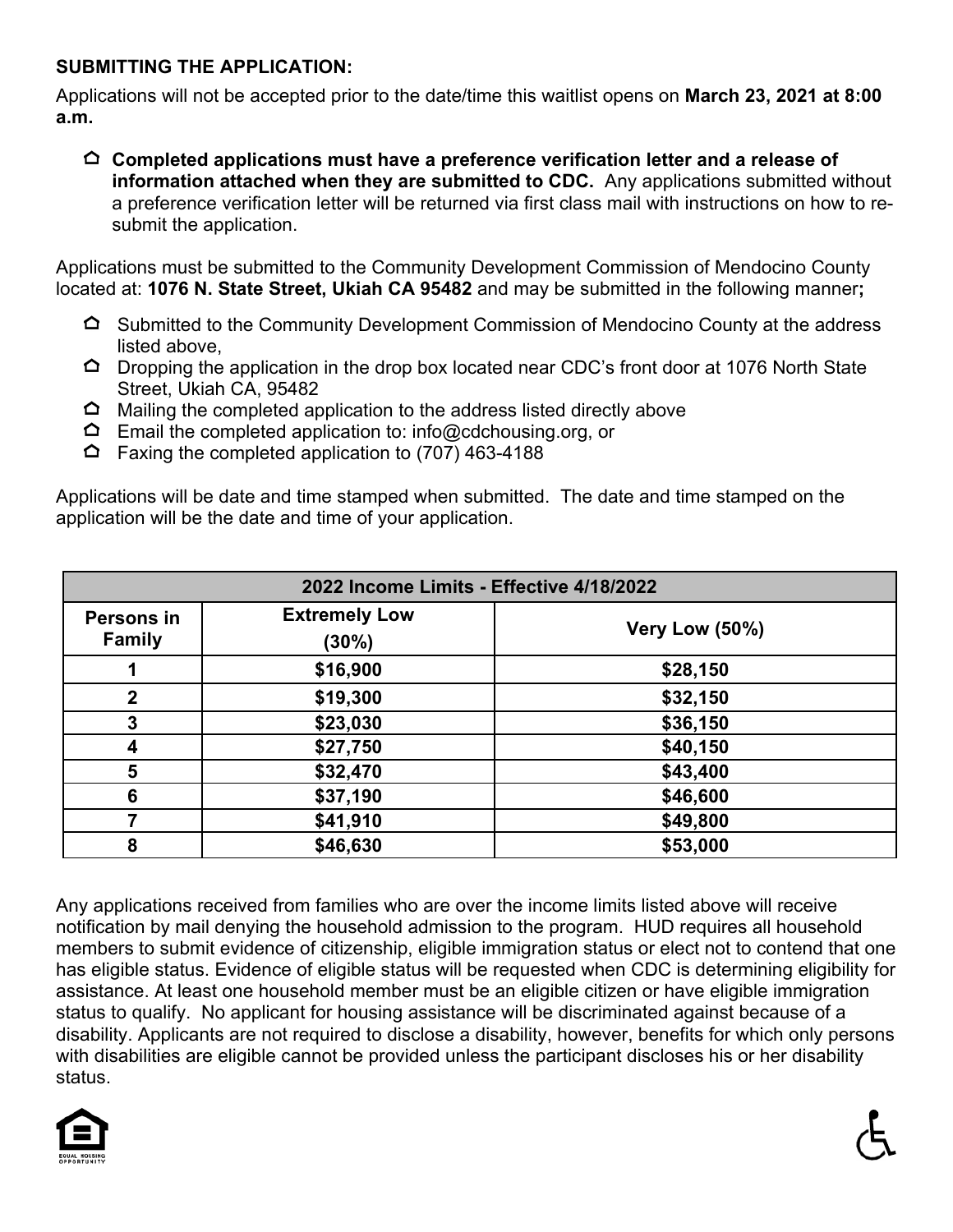**SUBMITTING THE APPLICATION:**

Applications will not be accepted prior to the date/time this waitlist opens on **March 23, 2021 at 8:00 a.m.**

- **Completed applications must have a preference verification letter and a release of information attached when they are submitted to CDC.** Any applications submitted without a preference verification letter will be returned via first class mail with instructions on how to re-submit the application.

Applications must be submitted to the Community Development Commission of Mendocino County located at: **1076 N. State Street, Ukiah CA 95482** and may be submitted in the following manner**;**

- Submitted to the Community Development Commission of Mendocino County at the address listed above,
- Dropping the application in the drop box located near CDC's front door at 1076 North State Street, Ukiah CA, 95482
- Mailing the completed application to the address listed directly above
- Email the completed application to: info@cdchousing.org, or
- Faxing the completed application to (707) 463-4188

Applications will be date and time stamped when submitted. The date and time stamped on the application will be the date and time of your application.

| 2022 Income Limits - Effective 4/18/2022 | | |
|---|---|---|
| **Persons in Family** | **Extremely Low (30%)** | **Very Low (50%)** |
| **1** | **$16,900** | **$28,150** |
| **2** | **$19,300** | **$32,150** |
| **3** | **$23,030** | **$36,150** |
| **4** | **$27,750** | **$40,150** |
| **5** | **$32,470** | **$43,400** |
| **6** | **$37,190** | **$46,600** |
| **7** | **$41,910** | **$49,800** |
| **8** | **$46,630** | **$53,000** |

Any applications received from families who are over the income limits listed above will receive notification by mail denying the household admission to the program. HUD requires all household members to submit evidence of citizenship, eligible immigration status or elect not to contend that one has eligible status. Evidence of eligible status will be requested when CDC is determining eligibility for assistance. At least one household member must be an eligible citizen or have eligible immigration status to qualify. No applicant for housing assistance will be discriminated against because of a disability. Applicants are not required to disclose a disability, however, benefits for which only persons with disabilities are eligible cannot be provided unless the participant discloses his or her disability status.

EQUAL HOUSING OPPORTUNITY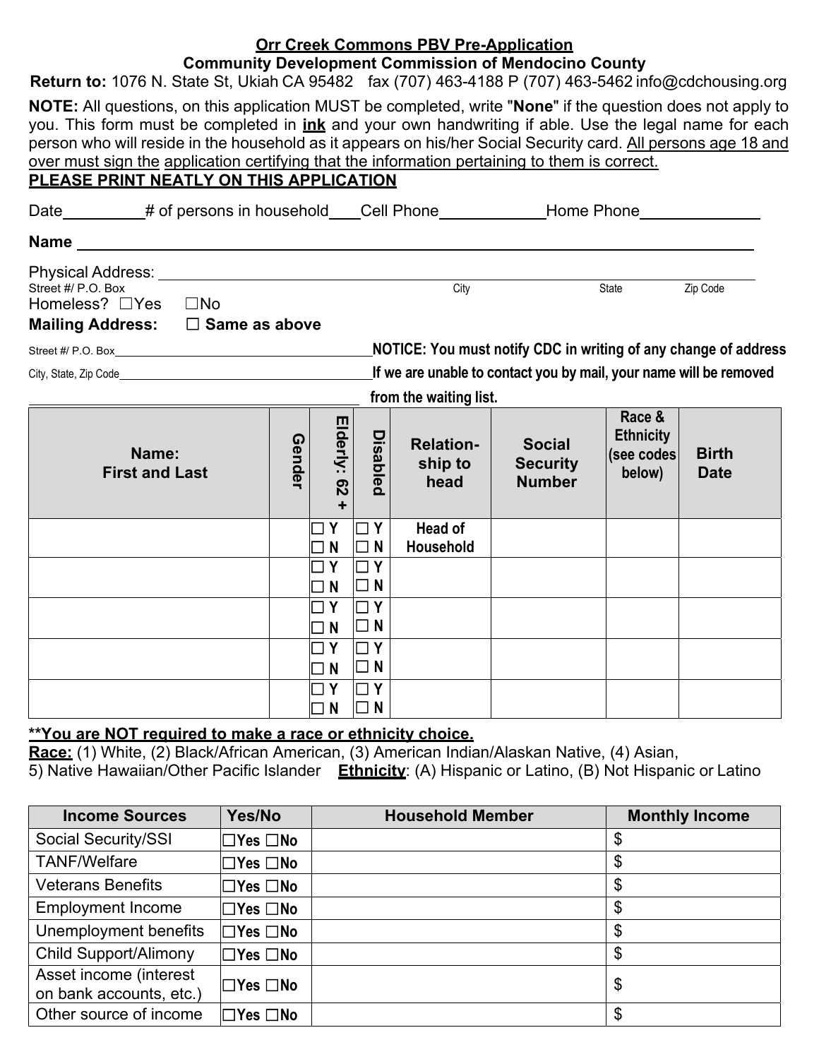**Orr Creek Commons PBV Pre-Application**

**Community Development Commission of Mendocino County**

**Return to:** 1076 N. State St, Ukiah CA 95482 fax (707) 463-4188 P (707) 463-5462 info@cdchousing.org

**NOTE:** All questions, on this application MUST be completed, write "**None**" if the question does not apply to you. This form must be completed in **ink** and your own handwriting if able. Use the legal name for each person who will reside in the household as it appears on his/her Social Security card. All persons age 18 and over must sign the application certifying that the information pertaining to them is correct.

**PLEASE PRINT NEATLY ON THIS APPLICATION**

Date__________ # of persons in household____ Cell Phone____________ Home Phone______________

**Name** ______________________________________________________________________________

Physical Address: ______________________________________________________________________

Street #/ P.O. Box City State Zip Code

Homeless? ☐Yes ☐No

**Mailing Address:** ☐ **Same as above**

Street #/ P.O. Box______________________________________ **NOTICE: You must notify CDC in writing of any change of address**

City, State, Zip Code____________________________________ **If we are unable to contact you by mail, your name will be removed from the waiting list.**

| Name: First and Last | Gender | Elderly: 62 + | Disabled | Relation-ship to head | Social Security Number | Race & Ethnicity (see codes below) | Birth Date |
|---|---|---|---|---|---|---|---|
| | | ☐ Y ☐ N | ☐ Y ☐ N | Head of Household | | | |
| | | ☐ Y ☐ N | ☐ Y ☐ N | | | | |
| | | ☐ Y ☐ N | ☐ Y ☐ N | | | | |
| | | ☐ Y ☐ N | ☐ Y ☐ N | | | | |
| | | ☐ Y ☐ N | ☐ Y ☐ N | | | | |

**\*\*You are NOT required to make a race or ethnicity choice.**

**Race:** (1) White, (2) Black/African American, (3) American Indian/Alaskan Native, (4) Asian, 5) Native Hawaiian/Other Pacific Islander **Ethnicity**: (A) Hispanic or Latino, (B) Not Hispanic or Latino

| Income Sources | Yes/No | Household Member | Monthly Income |
|---|---|---|---|
| Social Security/SSI | ☐Yes ☐No | | $ |
| TANF/Welfare | ☐Yes ☐No | | $ |
| Veterans Benefits | ☐Yes ☐No | | $ |
| Employment Income | ☐Yes ☐No | | $ |
| Unemployment benefits | ☐Yes ☐No | | $ |
| Child Support/Alimony | ☐Yes ☐No | | $ |
| Asset income (interest on bank accounts, etc.) | ☐Yes ☐No | | $ |
| Other source of income | ☐Yes ☐No | | $ |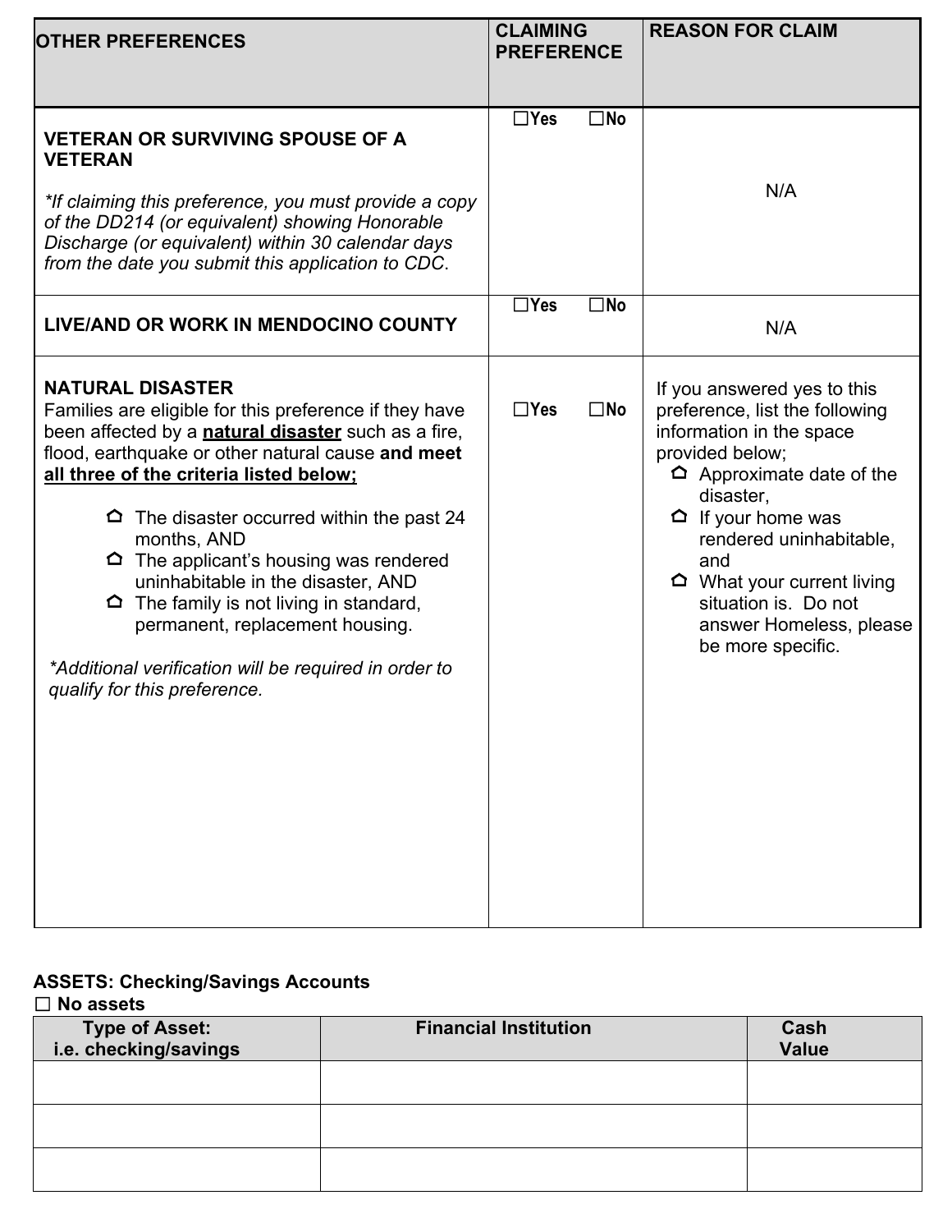| OTHER PREFERENCES | CLAIMING PREFERENCE | REASON FOR CLAIM |
| --- | --- | --- |
| **VETERAN OR SURVIVING SPOUSE OF A VETERAN**<br><br>*\*If claiming this preference, you must provide a copy of the DD214 (or equivalent) showing Honorable Discharge (or equivalent) within 30 calendar days from the date you submit this application to CDC.* | ☐**Yes** ☐**No** | N/A |
| **LIVE/AND OR WORK IN MENDOCINO COUNTY** | ☐**Yes** ☐**No** | N/A |
| **NATURAL DISASTER**<br>Families are eligible for this preference if they have been affected by a **natural disaster** such as a fire, flood, earthquake or other natural cause **and meet all three of the criteria listed below;**<br><br>⌂ The disaster occurred within the past 24 months, AND<br>⌂ The applicant's housing was rendered uninhabitable in the disaster, AND<br>⌂ The family is not living in standard, permanent, replacement housing.<br><br>*\*Additional verification will be required in order to qualify for this preference.* | ☐**Yes** ☐**No** | If you answered yes to this preference, list the following information in the space provided below;<br>⌂ Approximate date of the disaster,<br>⌂ If your home was rendered uninhabitable, and<br>⌂ What your current living situation is. Do not answer Homeless, please be more specific. |

**ASSETS: Checking/Savings Accounts**

☐ **No assets**

| Type of Asset: i.e. checking/savings | Financial Institution | Cash Value |
| --- | --- | --- |
| | | |
| | | |
| | | |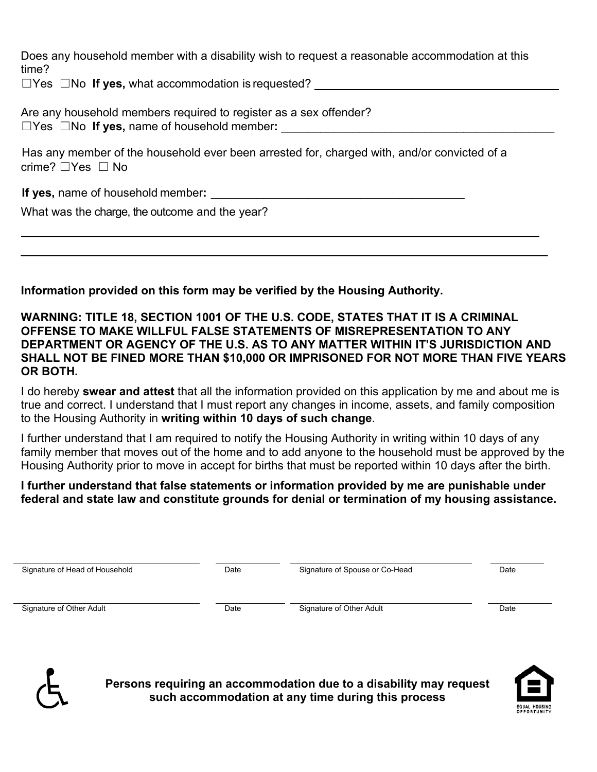Does any household member with a disability wish to request a reasonable accommodation at this time?

☐Yes ☐No **If yes,** what accommodation is requested? ________________________________________

Are any household members required to register as a sex offender?

☐Yes ☐No **If yes,** name of household member**:** ________________________________________

Has any member of the household ever been arrested for, charged with, and/or convicted of a crime? ☐Yes ☐ No

**If yes,** name of household member**:** ________________________________________

What was the charge, the outcome and the year?

________________________________________________________________________________

________________________________________________________________________________

**Information provided on this form may be verified by the Housing Authority.**

**WARNING: TITLE 18, SECTION 1001 OF THE U.S. CODE, STATES THAT IT IS A CRIMINAL OFFENSE TO MAKE WILLFUL FALSE STATEMENTS OF MISREPRESENTATION TO ANY DEPARTMENT OR AGENCY OF THE U.S. AS TO ANY MATTER WITHIN IT'S JURISDICTION AND SHALL NOT BE FINED MORE THAN $10,000 OR IMPRISONED FOR NOT MORE THAN FIVE YEARS OR BOTH.**

I do hereby **swear and attest** that all the information provided on this application by me and about me is true and correct. I understand that I must report any changes in income, assets, and family composition to the Housing Authority in **writing within 10 days of such change**.

I further understand that I am required to notify the Housing Authority in writing within 10 days of any family member that moves out of the home and to add anyone to the household must be approved by the Housing Authority prior to move in accept for births that must be reported within 10 days after the birth.

**I further understand that false statements or information provided by me are punishable under federal and state law and constitute grounds for denial or termination of my housing assistance.**

| | | | |
|---|---|---|---|
| Signature of Head of Household | Date | Signature of Spouse or Co-Head | Date |
| Signature of Other Adult | Date | Signature of Other Adult | Date |

**Persons requiring an accommodation due to a disability may request such accommodation at any time during this process**

EQUAL HOUSING OPPORTUNITY